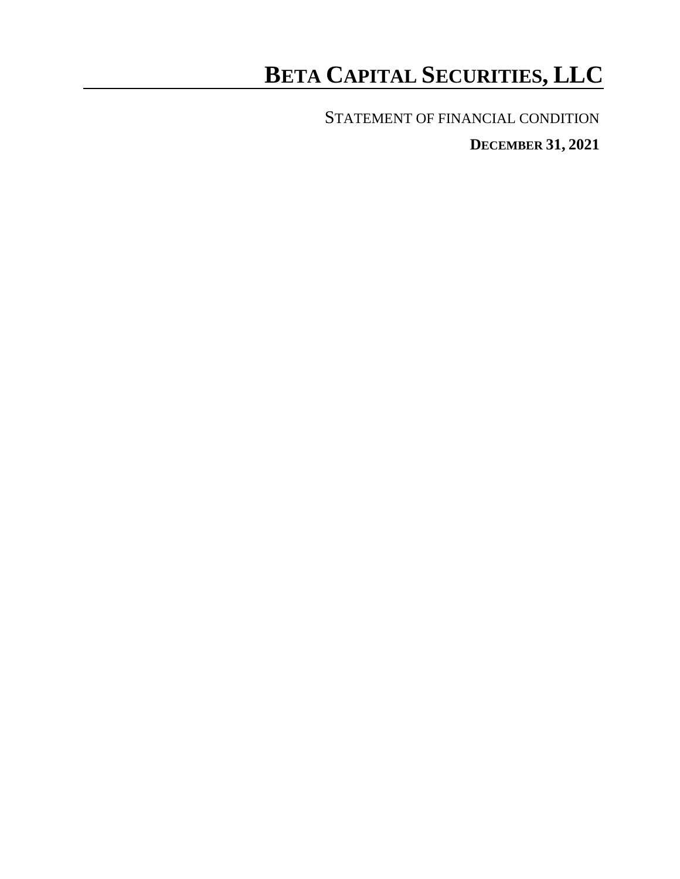# BETA CAPITAL SECURITIES, LLC

STATEMENT OF FINANCIAL CONDITION

**DECEMBER 31, 2021**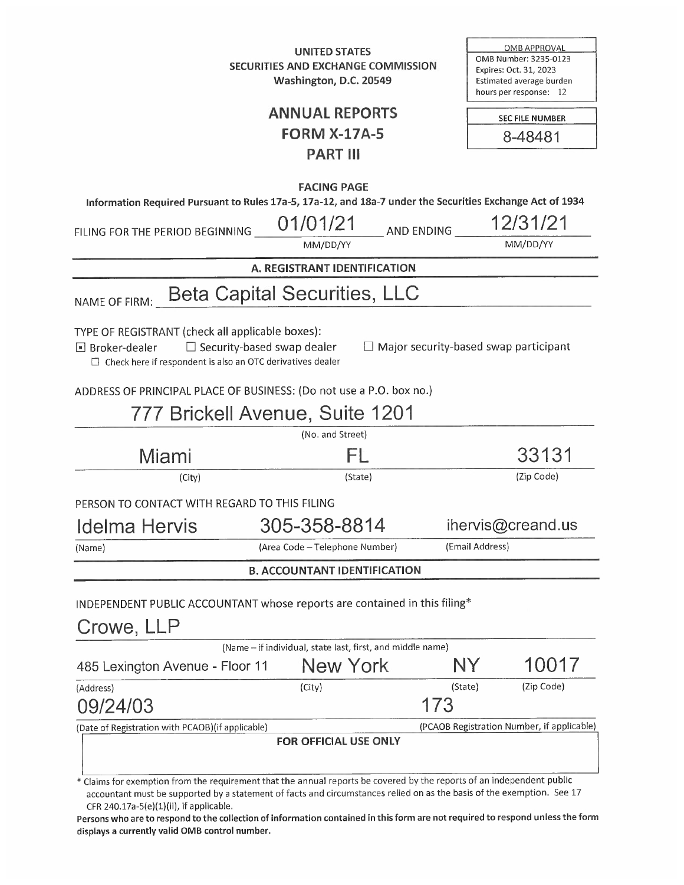UNITED STATES
SECURITIES AND EXCHANGE COMMISSION
Washington, D.C. 20549

| OMB APPROVAL |
|---|
| OMB Number: 3235-0123 |
| Expires: Oct. 31, 2023 |
| Estimated average burden hours per response: 12 |

# ANNUAL REPORTS
# FORM X-17A-5
# PART III

| SEC FILE NUMBER |
|---|
| 8-48481 |

**FACING PAGE**

**Information Required Pursuant to Rules 17a-5, 17a-12, and 18a-7 under the Securities Exchange Act of 1934**

FILING FOR THE PERIOD BEGINNING 01/01/21 (MM/DD/YY) AND ENDING 12/31/21 (MM/DD/YY)

## A. REGISTRANT IDENTIFICATION

NAME OF FIRM: Beta Capital Securities, LLC

TYPE OF REGISTRANT (check all applicable boxes):

☒ Broker-dealer ☐ Security-based swap dealer ☐ Major security-based swap participant

☐ Check here if respondent is also an OTC derivatives dealer

ADDRESS OF PRINCIPAL PLACE OF BUSINESS: (Do not use a P.O. box no.)

777 Brickell Avenue, Suite 1201
(No. and Street)

| Miami | FL | 33131 |
|---|---|---|
| (City) | (State) | (Zip Code) |

PERSON TO CONTACT WITH REGARD TO THIS FILING

| Idelma Hervis | 305-358-8814 | ihervis@creand.us |
|---|---|---|
| (Name) | (Area Code – Telephone Number) | (Email Address) |

## B. ACCOUNTANT IDENTIFICATION

INDEPENDENT PUBLIC ACCOUNTANT whose reports are contained in this filing*

Crowe, LLP
(Name – if individual, state last, first, and middle name)

| 485 Lexington Avenue - Floor 11 | New York | NY | 10017 |
|---|---|---|---|
| (Address) | (City) | (State) | (Zip Code) |

| 09/24/03 | 173 |
|---|---|
| (Date of Registration with PCAOB)(if applicable) | (PCAOB Registration Number, if applicable) |

**FOR OFFICIAL USE ONLY**

\* Claims for exemption from the requirement that the annual reports be covered by the reports of an independent public accountant must be supported by a statement of facts and circumstances relied on as the basis of the exemption. See 17 CFR 240.17a-5(e)(1)(ii), if applicable.

**Persons who are to respond to the collection of information contained in this form are not required to respond unless the form displays a currently valid OMB control number.**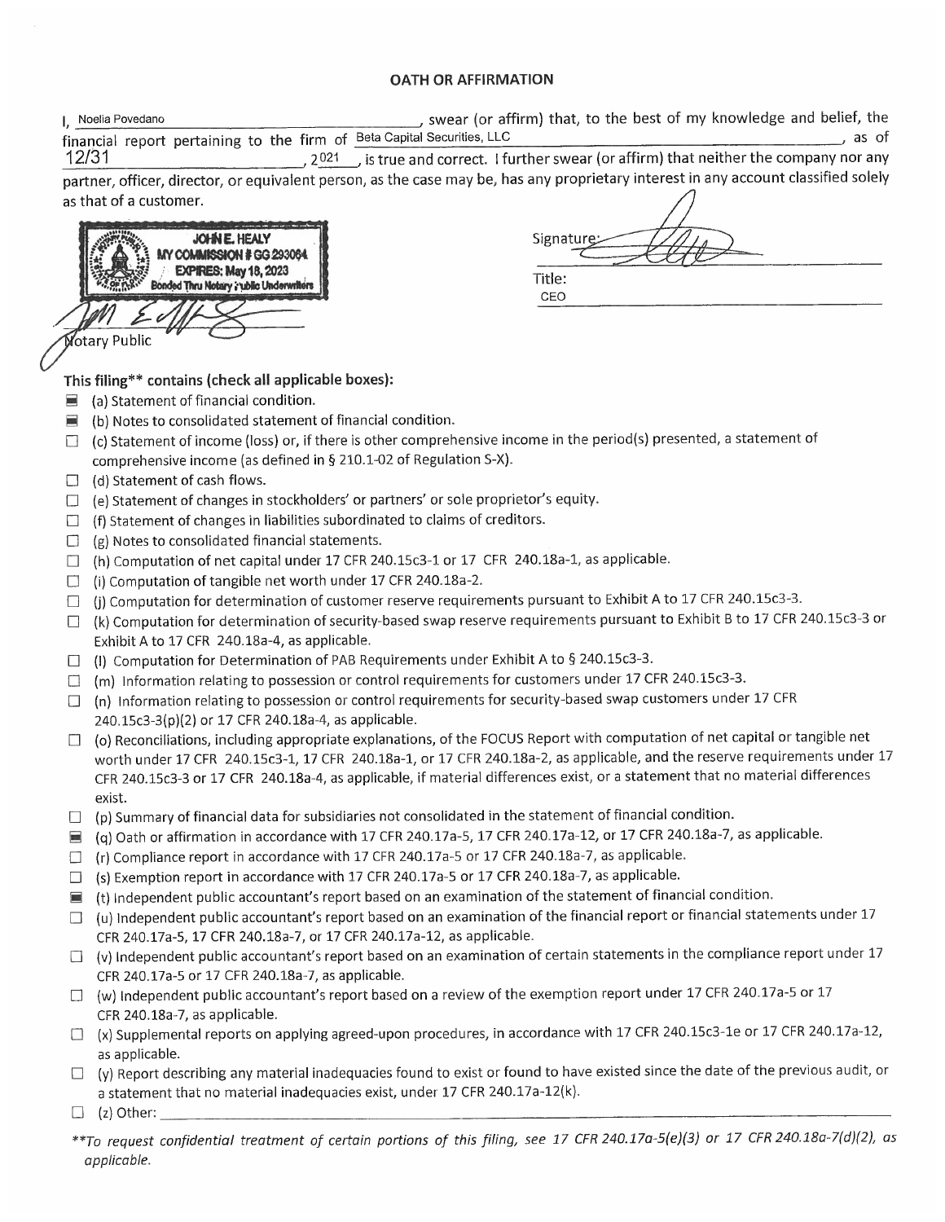# OATH OR AFFIRMATION

I, Noelia Povedano, swear (or affirm) that, to the best of my knowledge and belief, the financial report pertaining to the firm of Beta Capital Securities, LLC, as of 12/31, 2021, is true and correct. I further swear (or affirm) that neither the company nor any partner, officer, director, or equivalent person, as the case may be, has any proprietary interest in any account classified solely as that of a customer.

JOHN E. HEALY
MY COMMISSION # GG 293064
EXPIRES: May 18, 2023
Bonded Thru Notary Public Underwriters

Notary Public

Signature:

Title: CEO

**This filing\*\* contains (check all applicable boxes):**

- ■ (a) Statement of financial condition.
- ■ (b) Notes to consolidated statement of financial condition.
- ☐ (c) Statement of income (loss) or, if there is other comprehensive income in the period(s) presented, a statement of comprehensive income (as defined in § 210.1-02 of Regulation S-X).
- ☐ (d) Statement of cash flows.
- ☐ (e) Statement of changes in stockholders' or partners' or sole proprietor's equity.
- ☐ (f) Statement of changes in liabilities subordinated to claims of creditors.
- ☐ (g) Notes to consolidated financial statements.
- ☐ (h) Computation of net capital under 17 CFR 240.15c3-1 or 17 CFR 240.18a-1, as applicable.
- ☐ (i) Computation of tangible net worth under 17 CFR 240.18a-2.
- ☐ (j) Computation for determination of customer reserve requirements pursuant to Exhibit A to 17 CFR 240.15c3-3.
- ☐ (k) Computation for determination of security-based swap reserve requirements pursuant to Exhibit B to 17 CFR 240.15c3-3 or Exhibit A to 17 CFR 240.18a-4, as applicable.
- ☐ (l) Computation for Determination of PAB Requirements under Exhibit A to § 240.15c3-3.
- ☐ (m) Information relating to possession or control requirements for customers under 17 CFR 240.15c3-3.
- ☐ (n) Information relating to possession or control requirements for security-based swap customers under 17 CFR 240.15c3-3(p)(2) or 17 CFR 240.18a-4, as applicable.
- ☐ (o) Reconciliations, including appropriate explanations, of the FOCUS Report with computation of net capital or tangible net worth under 17 CFR 240.15c3-1, 17 CFR 240.18a-1, or 17 CFR 240.18a-2, as applicable, and the reserve requirements under 17 CFR 240.15c3-3 or 17 CFR 240.18a-4, as applicable, if material differences exist, or a statement that no material differences exist.
- ☐ (p) Summary of financial data for subsidiaries not consolidated in the statement of financial condition.
- ■ (q) Oath or affirmation in accordance with 17 CFR 240.17a-5, 17 CFR 240.17a-12, or 17 CFR 240.18a-7, as applicable.
- ☐ (r) Compliance report in accordance with 17 CFR 240.17a-5 or 17 CFR 240.18a-7, as applicable.
- ☐ (s) Exemption report in accordance with 17 CFR 240.17a-5 or 17 CFR 240.18a-7, as applicable.
- ■ (t) Independent public accountant's report based on an examination of the statement of financial condition.
- ☐ (u) Independent public accountant's report based on an examination of the financial report or financial statements under 17 CFR 240.17a-5, 17 CFR 240.18a-7, or 17 CFR 240.17a-12, as applicable.
- ☐ (v) Independent public accountant's report based on an examination of certain statements in the compliance report under 17 CFR 240.17a-5 or 17 CFR 240.18a-7, as applicable.
- ☐ (w) Independent public accountant's report based on a review of the exemption report under 17 CFR 240.17a-5 or 17 CFR 240.18a-7, as applicable.
- ☐ (x) Supplemental reports on applying agreed-upon procedures, in accordance with 17 CFR 240.15c3-1e or 17 CFR 240.17a-12, as applicable.
- ☐ (y) Report describing any material inadequacies found to exist or found to have existed since the date of the previous audit, or a statement that no material inadequacies exist, under 17 CFR 240.17a-12(k).
- ☐ (z) Other: ______

*\*\*To request confidential treatment of certain portions of this filing, see 17 CFR 240.17a-5(e)(3) or 17 CFR 240.18a-7(d)(2), as applicable.*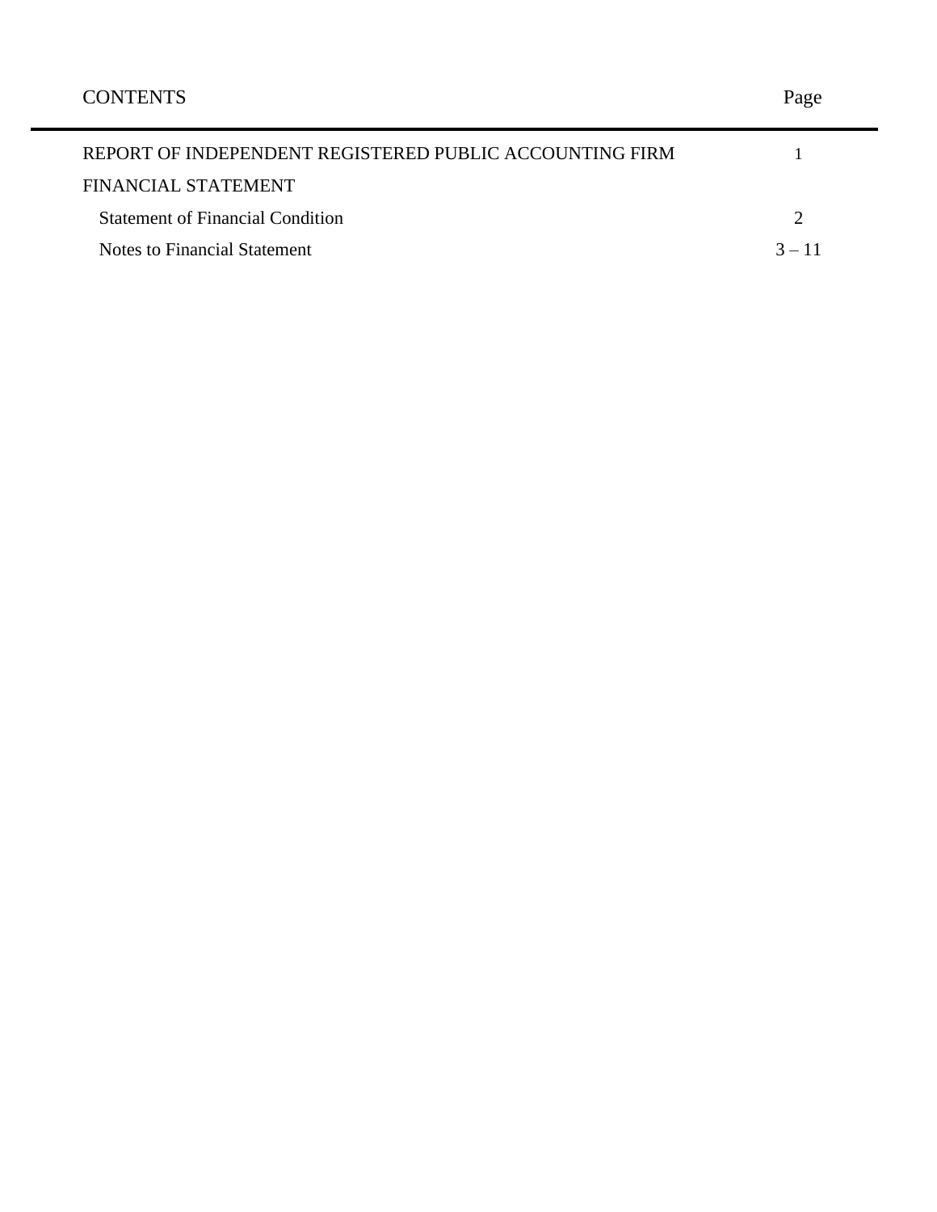| CONTENTS | Page |
|---|---|
| REPORT OF INDEPENDENT REGISTERED PUBLIC ACCOUNTING FIRM | 1 |
| FINANCIAL STATEMENT | |
| Statement of Financial Condition | 2 |
| Notes to Financial Statement | 3 – 11 |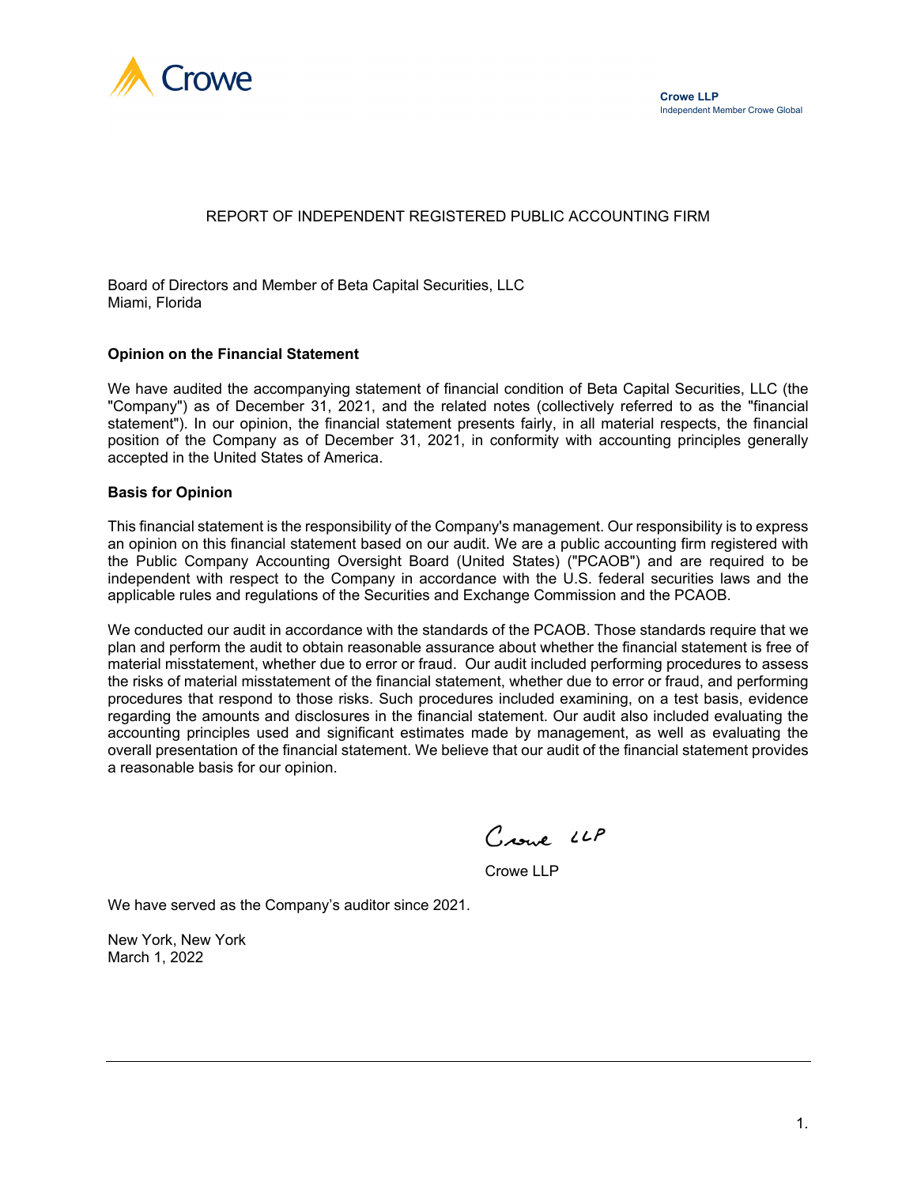Crowe

**Crowe LLP**
Independent Member Crowe Global

# REPORT OF INDEPENDENT REGISTERED PUBLIC ACCOUNTING FIRM

Board of Directors and Member of Beta Capital Securities, LLC
Miami, Florida

**Opinion on the Financial Statement**

We have audited the accompanying statement of financial condition of Beta Capital Securities, LLC (the "Company") as of December 31, 2021, and the related notes (collectively referred to as the "financial statement"). In our opinion, the financial statement presents fairly, in all material respects, the financial position of the Company as of December 31, 2021, in conformity with accounting principles generally accepted in the United States of America.

**Basis for Opinion**

This financial statement is the responsibility of the Company's management. Our responsibility is to express an opinion on this financial statement based on our audit. We are a public accounting firm registered with the Public Company Accounting Oversight Board (United States) ("PCAOB") and are required to be independent with respect to the Company in accordance with the U.S. federal securities laws and the applicable rules and regulations of the Securities and Exchange Commission and the PCAOB.

We conducted our audit in accordance with the standards of the PCAOB. Those standards require that we plan and perform the audit to obtain reasonable assurance about whether the financial statement is free of material misstatement, whether due to error or fraud. Our audit included performing procedures to assess the risks of material misstatement of the financial statement, whether due to error or fraud, and performing procedures that respond to those risks. Such procedures included examining, on a test basis, evidence regarding the amounts and disclosures in the financial statement. Our audit also included evaluating the accounting principles used and significant estimates made by management, as well as evaluating the overall presentation of the financial statement. We believe that our audit of the financial statement provides a reasonable basis for our opinion.

Crowe LLP

Crowe LLP

We have served as the Company's auditor since 2021.

New York, New York
March 1, 2022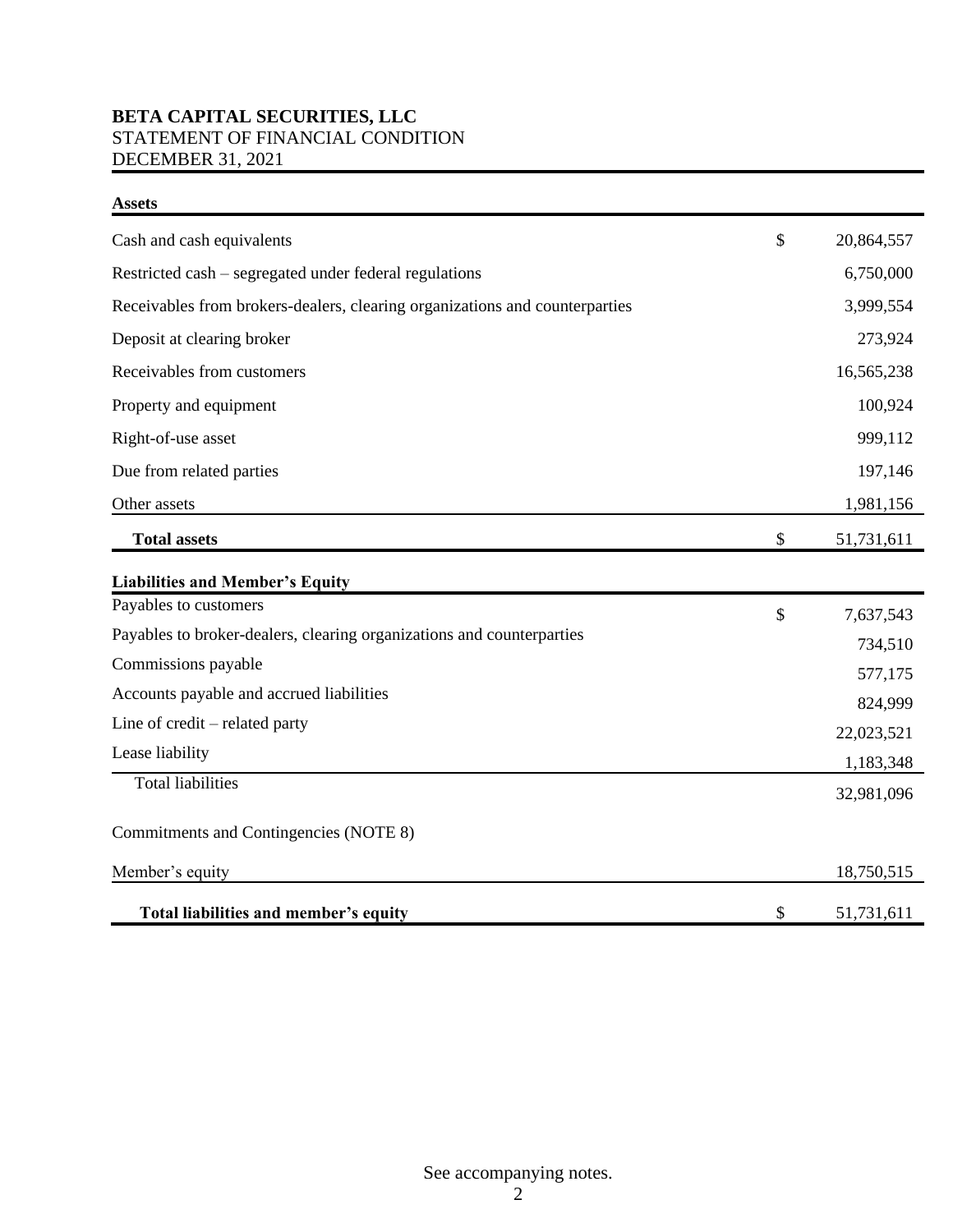**BETA CAPITAL SECURITIES, LLC**
STATEMENT OF FINANCIAL CONDITION
DECEMBER 31, 2021

| **Assets** | | |
|---|---|---|
| Cash and cash equivalents | $ | 20,864,557 |
| Restricted cash – segregated under federal regulations | | 6,750,000 |
| Receivables from brokers-dealers, clearing organizations and counterparties | | 3,999,554 |
| Deposit at clearing broker | | 273,924 |
| Receivables from customers | | 16,565,238 |
| Property and equipment | | 100,924 |
| Right-of-use asset | | 999,112 |
| Due from related parties | | 197,146 |
| Other assets | | 1,981,156 |
| **Total assets** | $ | 51,731,611 |
| **Liabilities and Member's Equity** | | |
| Payables to customers | $ | 7,637,543 |
| Payables to broker-dealers, clearing organizations and counterparties | | 734,510 |
| Commissions payable | | 577,175 |
| Accounts payable and accrued liabilities | | 824,999 |
| Line of credit – related party | | 22,023,521 |
| Lease liability | | 1,183,348 |
| Total liabilities | | 32,981,096 |
| Commitments and Contingencies (NOTE 8) | | |
| Member's equity | | 18,750,515 |
| **Total liabilities and member's equity** | $ | 51,731,611 |

See accompanying notes.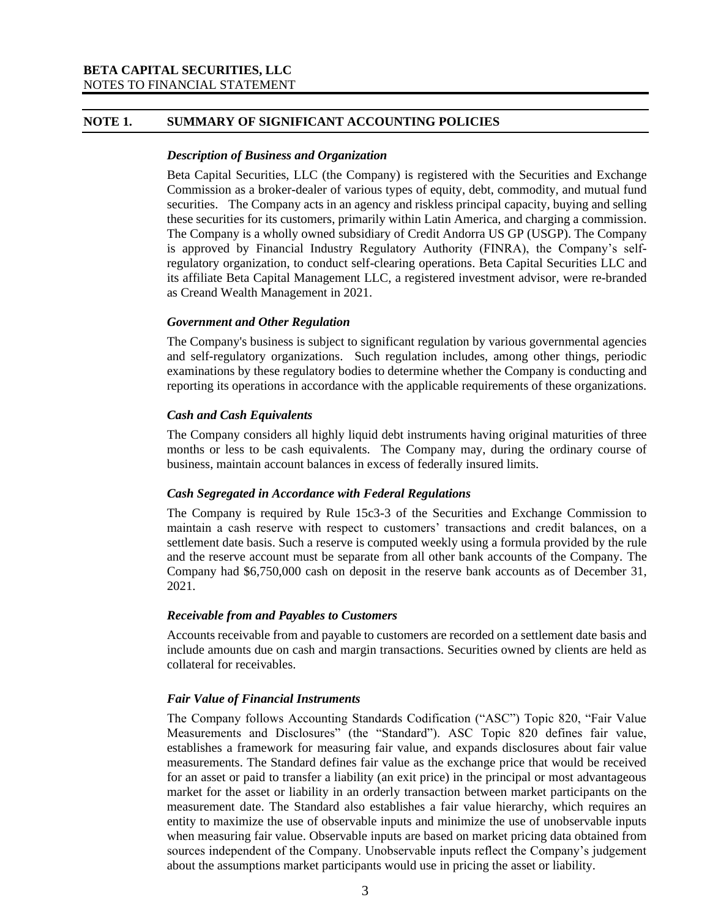**BETA CAPITAL SECURITIES, LLC**
NOTES TO FINANCIAL STATEMENT

## NOTE 1. SUMMARY OF SIGNIFICANT ACCOUNTING POLICIES

### *Description of Business and Organization*

Beta Capital Securities, LLC (the Company) is registered with the Securities and Exchange Commission as a broker-dealer of various types of equity, debt, commodity, and mutual fund securities. The Company acts in an agency and riskless principal capacity, buying and selling these securities for its customers, primarily within Latin America, and charging a commission. The Company is a wholly owned subsidiary of Credit Andorra US GP (USGP). The Company is approved by Financial Industry Regulatory Authority (FINRA), the Company's self-regulatory organization, to conduct self-clearing operations. Beta Capital Securities LLC and its affiliate Beta Capital Management LLC, a registered investment advisor, were re-branded as Creand Wealth Management in 2021.

### *Government and Other Regulation*

The Company's business is subject to significant regulation by various governmental agencies and self-regulatory organizations. Such regulation includes, among other things, periodic examinations by these regulatory bodies to determine whether the Company is conducting and reporting its operations in accordance with the applicable requirements of these organizations.

### *Cash and Cash Equivalents*

The Company considers all highly liquid debt instruments having original maturities of three months or less to be cash equivalents. The Company may, during the ordinary course of business, maintain account balances in excess of federally insured limits.

### *Cash Segregated in Accordance with Federal Regulations*

The Company is required by Rule 15c3-3 of the Securities and Exchange Commission to maintain a cash reserve with respect to customers' transactions and credit balances, on a settlement date basis. Such a reserve is computed weekly using a formula provided by the rule and the reserve account must be separate from all other bank accounts of the Company. The Company had $6,750,000 cash on deposit in the reserve bank accounts as of December 31, 2021.

### *Receivable from and Payables to Customers*

Accounts receivable from and payable to customers are recorded on a settlement date basis and include amounts due on cash and margin transactions. Securities owned by clients are held as collateral for receivables.

### *Fair Value of Financial Instruments*

The Company follows Accounting Standards Codification ("ASC") Topic 820, "Fair Value Measurements and Disclosures" (the "Standard"). ASC Topic 820 defines fair value, establishes a framework for measuring fair value, and expands disclosures about fair value measurements. The Standard defines fair value as the exchange price that would be received for an asset or paid to transfer a liability (an exit price) in the principal or most advantageous market for the asset or liability in an orderly transaction between market participants on the measurement date. The Standard also establishes a fair value hierarchy, which requires an entity to maximize the use of observable inputs and minimize the use of unobservable inputs when measuring fair value. Observable inputs are based on market pricing data obtained from sources independent of the Company. Unobservable inputs reflect the Company's judgement about the assumptions market participants would use in pricing the asset or liability.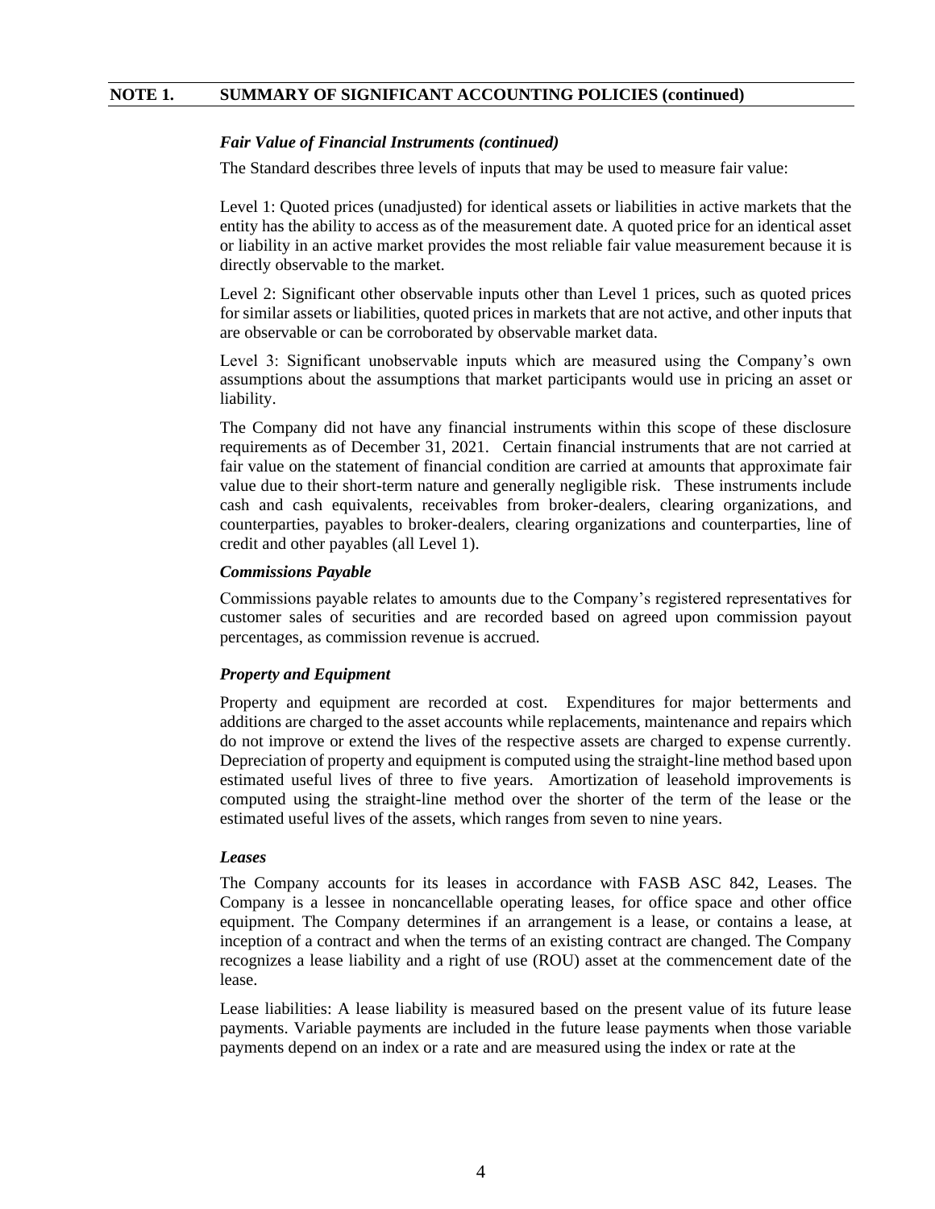## NOTE 1. SUMMARY OF SIGNIFICANT ACCOUNTING POLICIES (continued)

***Fair Value of Financial Instruments (continued)***

The Standard describes three levels of inputs that may be used to measure fair value:

Level 1: Quoted prices (unadjusted) for identical assets or liabilities in active markets that the entity has the ability to access as of the measurement date. A quoted price for an identical asset or liability in an active market provides the most reliable fair value measurement because it is directly observable to the market.

Level 2: Significant other observable inputs other than Level 1 prices, such as quoted prices for similar assets or liabilities, quoted prices in markets that are not active, and other inputs that are observable or can be corroborated by observable market data.

Level 3: Significant unobservable inputs which are measured using the Company's own assumptions about the assumptions that market participants would use in pricing an asset or liability.

The Company did not have any financial instruments within this scope of these disclosure requirements as of December 31, 2021. Certain financial instruments that are not carried at fair value on the statement of financial condition are carried at amounts that approximate fair value due to their short-term nature and generally negligible risk. These instruments include cash and cash equivalents, receivables from broker-dealers, clearing organizations, and counterparties, payables to broker-dealers, clearing organizations and counterparties, line of credit and other payables (all Level 1).

***Commissions Payable***

Commissions payable relates to amounts due to the Company's registered representatives for customer sales of securities and are recorded based on agreed upon commission payout percentages, as commission revenue is accrued.

***Property and Equipment***

Property and equipment are recorded at cost. Expenditures for major betterments and additions are charged to the asset accounts while replacements, maintenance and repairs which do not improve or extend the lives of the respective assets are charged to expense currently. Depreciation of property and equipment is computed using the straight-line method based upon estimated useful lives of three to five years. Amortization of leasehold improvements is computed using the straight-line method over the shorter of the term of the lease or the estimated useful lives of the assets, which ranges from seven to nine years.

***Leases***

The Company accounts for its leases in accordance with FASB ASC 842, Leases. The Company is a lessee in noncancellable operating leases, for office space and other office equipment. The Company determines if an arrangement is a lease, or contains a lease, at inception of a contract and when the terms of an existing contract are changed. The Company recognizes a lease liability and a right of use (ROU) asset at the commencement date of the lease.

Lease liabilities: A lease liability is measured based on the present value of its future lease payments. Variable payments are included in the future lease payments when those variable payments depend on an index or a rate and are measured using the index or rate at the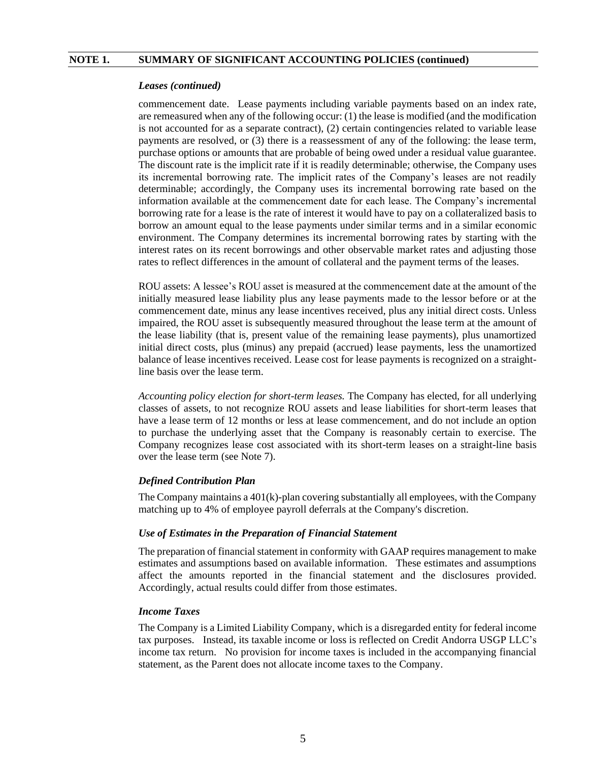## NOTE 1. SUMMARY OF SIGNIFICANT ACCOUNTING POLICIES (continued)

### *Leases (continued)*

commencement date. Lease payments including variable payments based on an index rate, are remeasured when any of the following occur: (1) the lease is modified (and the modification is not accounted for as a separate contract), (2) certain contingencies related to variable lease payments are resolved, or (3) there is a reassessment of any of the following: the lease term, purchase options or amounts that are probable of being owed under a residual value guarantee. The discount rate is the implicit rate if it is readily determinable; otherwise, the Company uses its incremental borrowing rate. The implicit rates of the Company's leases are not readily determinable; accordingly, the Company uses its incremental borrowing rate based on the information available at the commencement date for each lease. The Company's incremental borrowing rate for a lease is the rate of interest it would have to pay on a collateralized basis to borrow an amount equal to the lease payments under similar terms and in a similar economic environment. The Company determines its incremental borrowing rates by starting with the interest rates on its recent borrowings and other observable market rates and adjusting those rates to reflect differences in the amount of collateral and the payment terms of the leases.

ROU assets: A lessee's ROU asset is measured at the commencement date at the amount of the initially measured lease liability plus any lease payments made to the lessor before or at the commencement date, minus any lease incentives received, plus any initial direct costs. Unless impaired, the ROU asset is subsequently measured throughout the lease term at the amount of the lease liability (that is, present value of the remaining lease payments), plus unamortized initial direct costs, plus (minus) any prepaid (accrued) lease payments, less the unamortized balance of lease incentives received. Lease cost for lease payments is recognized on a straight-line basis over the lease term.

*Accounting policy election for short-term leases.* The Company has elected, for all underlying classes of assets, to not recognize ROU assets and lease liabilities for short-term leases that have a lease term of 12 months or less at lease commencement, and do not include an option to purchase the underlying asset that the Company is reasonably certain to exercise. The Company recognizes lease cost associated with its short-term leases on a straight-line basis over the lease term (see Note 7).

### *Defined Contribution Plan*

The Company maintains a 401(k)-plan covering substantially all employees, with the Company matching up to 4% of employee payroll deferrals at the Company's discretion.

### *Use of Estimates in the Preparation of Financial Statement*

The preparation of financial statement in conformity with GAAP requires management to make estimates and assumptions based on available information. These estimates and assumptions affect the amounts reported in the financial statement and the disclosures provided. Accordingly, actual results could differ from those estimates.

### *Income Taxes*

The Company is a Limited Liability Company, which is a disregarded entity for federal income tax purposes. Instead, its taxable income or loss is reflected on Credit Andorra USGP LLC's income tax return. No provision for income taxes is included in the accompanying financial statement, as the Parent does not allocate income taxes to the Company.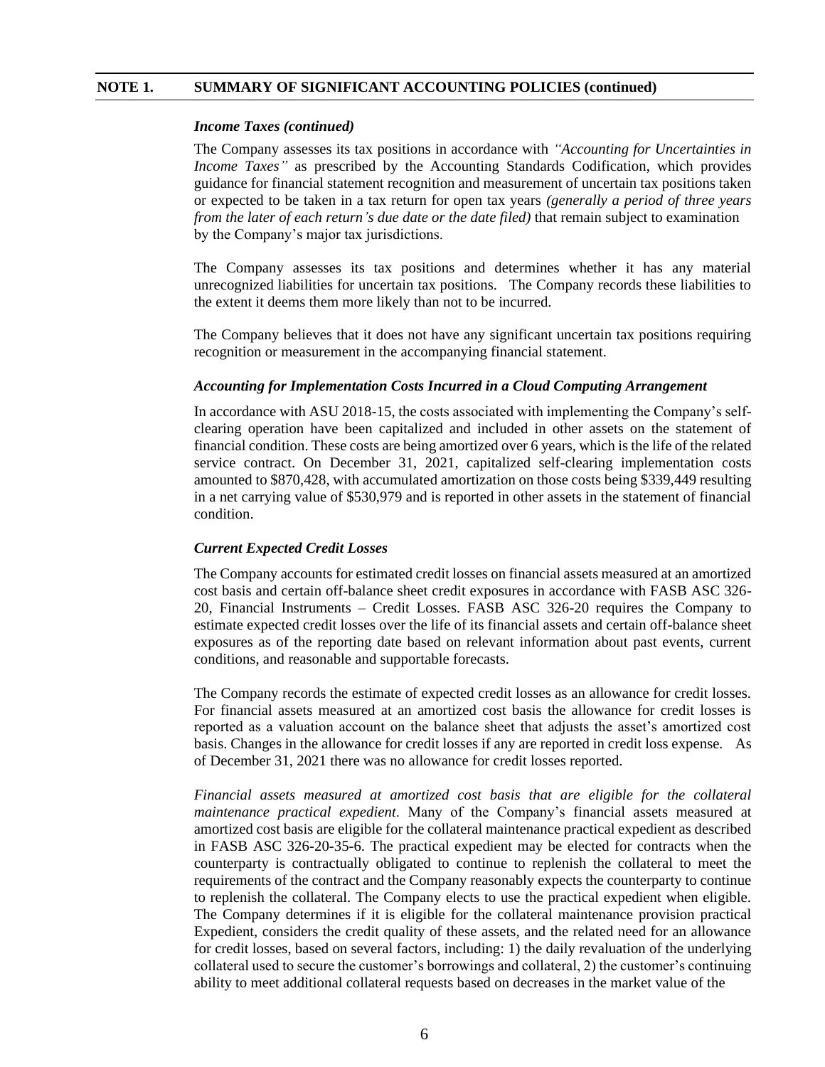## NOTE 1. SUMMARY OF SIGNIFICANT ACCOUNTING POLICIES (continued)

### *Income Taxes (continued)*

The Company assesses its tax positions in accordance with *"Accounting for Uncertainties in Income Taxes"* as prescribed by the Accounting Standards Codification, which provides guidance for financial statement recognition and measurement of uncertain tax positions taken or expected to be taken in a tax return for open tax years *(generally a period of three years from the later of each return's due date or the date filed)* that remain subject to examination by the Company's major tax jurisdictions.

The Company assesses its tax positions and determines whether it has any material unrecognized liabilities for uncertain tax positions. The Company records these liabilities to the extent it deems them more likely than not to be incurred.

The Company believes that it does not have any significant uncertain tax positions requiring recognition or measurement in the accompanying financial statement.

### *Accounting for Implementation Costs Incurred in a Cloud Computing Arrangement*

In accordance with ASU 2018-15, the costs associated with implementing the Company's self-clearing operation have been capitalized and included in other assets on the statement of financial condition. These costs are being amortized over 6 years, which is the life of the related service contract. On December 31, 2021, capitalized self-clearing implementation costs amounted to $870,428, with accumulated amortization on those costs being $339,449 resulting in a net carrying value of $530,979 and is reported in other assets in the statement of financial condition.

### *Current Expected Credit Losses*

The Company accounts for estimated credit losses on financial assets measured at an amortized cost basis and certain off-balance sheet credit exposures in accordance with FASB ASC 326-20, Financial Instruments – Credit Losses. FASB ASC 326-20 requires the Company to estimate expected credit losses over the life of its financial assets and certain off-balance sheet exposures as of the reporting date based on relevant information about past events, current conditions, and reasonable and supportable forecasts.

The Company records the estimate of expected credit losses as an allowance for credit losses. For financial assets measured at an amortized cost basis the allowance for credit losses is reported as a valuation account on the balance sheet that adjusts the asset's amortized cost basis. Changes in the allowance for credit losses if any are reported in credit loss expense. As of December 31, 2021 there was no allowance for credit losses reported.

*Financial assets measured at amortized cost basis that are eligible for the collateral maintenance practical expedient*. Many of the Company's financial assets measured at amortized cost basis are eligible for the collateral maintenance practical expedient as described in FASB ASC 326-20-35-6. The practical expedient may be elected for contracts when the counterparty is contractually obligated to continue to replenish the collateral to meet the requirements of the contract and the Company reasonably expects the counterparty to continue to replenish the collateral. The Company elects to use the practical expedient when eligible. The Company determines if it is eligible for the collateral maintenance provision practical Expedient, considers the credit quality of these assets, and the related need for an allowance for credit losses, based on several factors, including: 1) the daily revaluation of the underlying collateral used to secure the customer's borrowings and collateral, 2) the customer's continuing ability to meet additional collateral requests based on decreases in the market value of the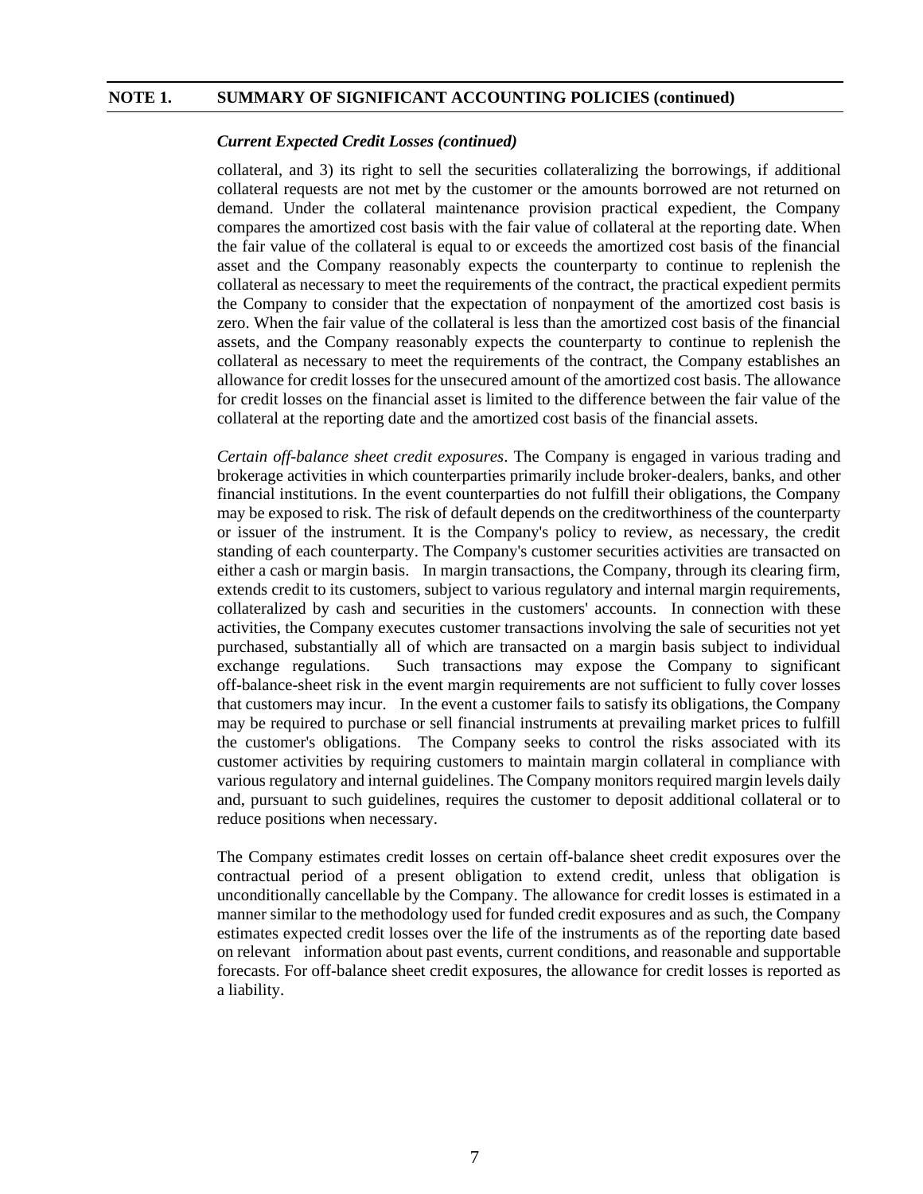## NOTE 1. SUMMARY OF SIGNIFICANT ACCOUNTING POLICIES (continued)

### *Current Expected Credit Losses (continued)*

collateral, and 3) its right to sell the securities collateralizing the borrowings, if additional collateral requests are not met by the customer or the amounts borrowed are not returned on demand. Under the collateral maintenance provision practical expedient, the Company compares the amortized cost basis with the fair value of collateral at the reporting date. When the fair value of the collateral is equal to or exceeds the amortized cost basis of the financial asset and the Company reasonably expects the counterparty to continue to replenish the collateral as necessary to meet the requirements of the contract, the practical expedient permits the Company to consider that the expectation of nonpayment of the amortized cost basis is zero. When the fair value of the collateral is less than the amortized cost basis of the financial assets, and the Company reasonably expects the counterparty to continue to replenish the collateral as necessary to meet the requirements of the contract, the Company establishes an allowance for credit losses for the unsecured amount of the amortized cost basis. The allowance for credit losses on the financial asset is limited to the difference between the fair value of the collateral at the reporting date and the amortized cost basis of the financial assets.

*Certain off-balance sheet credit exposures*. The Company is engaged in various trading and brokerage activities in which counterparties primarily include broker-dealers, banks, and other financial institutions. In the event counterparties do not fulfill their obligations, the Company may be exposed to risk. The risk of default depends on the creditworthiness of the counterparty or issuer of the instrument. It is the Company's policy to review, as necessary, the credit standing of each counterparty. The Company's customer securities activities are transacted on either a cash or margin basis. In margin transactions, the Company, through its clearing firm, extends credit to its customers, subject to various regulatory and internal margin requirements, collateralized by cash and securities in the customers' accounts. In connection with these activities, the Company executes customer transactions involving the sale of securities not yet purchased, substantially all of which are transacted on a margin basis subject to individual exchange regulations. Such transactions may expose the Company to significant off-balance-sheet risk in the event margin requirements are not sufficient to fully cover losses that customers may incur. In the event a customer fails to satisfy its obligations, the Company may be required to purchase or sell financial instruments at prevailing market prices to fulfill the customer's obligations. The Company seeks to control the risks associated with its customer activities by requiring customers to maintain margin collateral in compliance with various regulatory and internal guidelines. The Company monitors required margin levels daily and, pursuant to such guidelines, requires the customer to deposit additional collateral or to reduce positions when necessary.

The Company estimates credit losses on certain off-balance sheet credit exposures over the contractual period of a present obligation to extend credit, unless that obligation is unconditionally cancellable by the Company. The allowance for credit losses is estimated in a manner similar to the methodology used for funded credit exposures and as such, the Company estimates expected credit losses over the life of the instruments as of the reporting date based on relevant information about past events, current conditions, and reasonable and supportable forecasts. For off-balance sheet credit exposures, the allowance for credit losses is reported as a liability.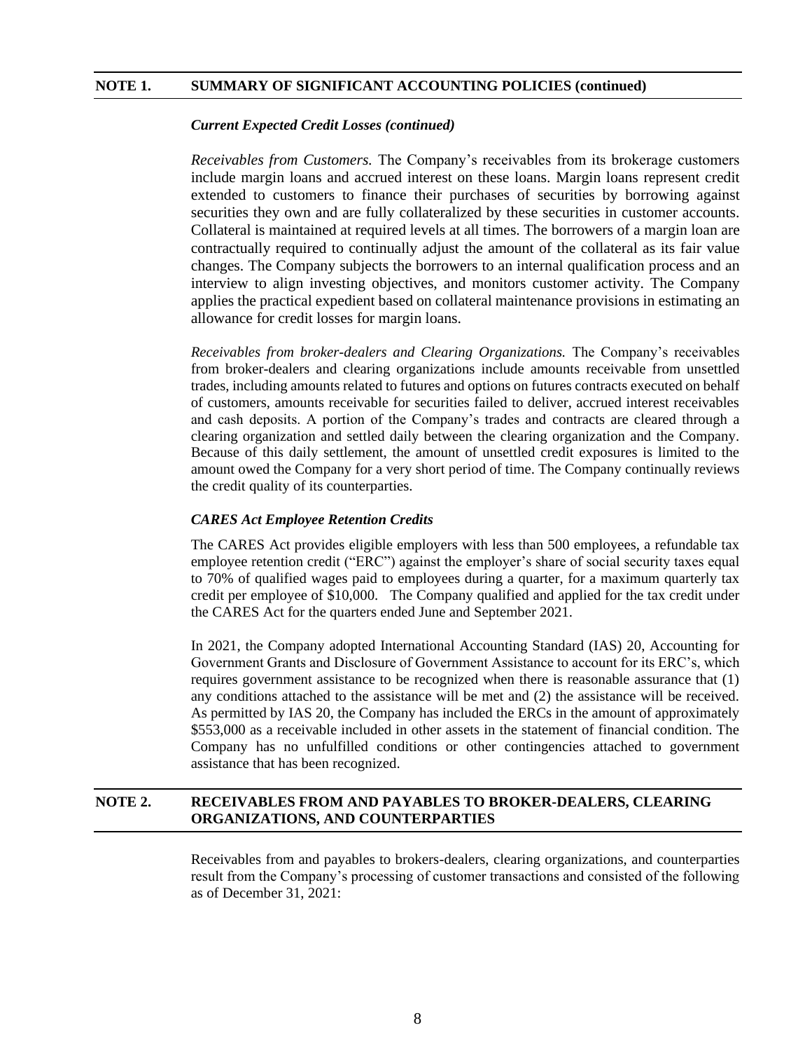## NOTE 1. SUMMARY OF SIGNIFICANT ACCOUNTING POLICIES (continued)

### *Current Expected Credit Losses (continued)*

*Receivables from Customers.* The Company's receivables from its brokerage customers include margin loans and accrued interest on these loans. Margin loans represent credit extended to customers to finance their purchases of securities by borrowing against securities they own and are fully collateralized by these securities in customer accounts. Collateral is maintained at required levels at all times. The borrowers of a margin loan are contractually required to continually adjust the amount of the collateral as its fair value changes. The Company subjects the borrowers to an internal qualification process and an interview to align investing objectives, and monitors customer activity. The Company applies the practical expedient based on collateral maintenance provisions in estimating an allowance for credit losses for margin loans.

*Receivables from broker-dealers and Clearing Organizations.* The Company's receivables from broker-dealers and clearing organizations include amounts receivable from unsettled trades, including amounts related to futures and options on futures contracts executed on behalf of customers, amounts receivable for securities failed to deliver, accrued interest receivables and cash deposits. A portion of the Company's trades and contracts are cleared through a clearing organization and settled daily between the clearing organization and the Company. Because of this daily settlement, the amount of unsettled credit exposures is limited to the amount owed the Company for a very short period of time. The Company continually reviews the credit quality of its counterparties.

### *CARES Act Employee Retention Credits*

The CARES Act provides eligible employers with less than 500 employees, a refundable tax employee retention credit ("ERC") against the employer's share of social security taxes equal to 70% of qualified wages paid to employees during a quarter, for a maximum quarterly tax credit per employee of $10,000. The Company qualified and applied for the tax credit under the CARES Act for the quarters ended June and September 2021.

In 2021, the Company adopted International Accounting Standard (IAS) 20, Accounting for Government Grants and Disclosure of Government Assistance to account for its ERC's, which requires government assistance to be recognized when there is reasonable assurance that (1) any conditions attached to the assistance will be met and (2) the assistance will be received. As permitted by IAS 20, the Company has included the ERCs in the amount of approximately $553,000 as a receivable included in other assets in the statement of financial condition. The Company has no unfulfilled conditions or other contingencies attached to government assistance that has been recognized.

## NOTE 2. RECEIVABLES FROM AND PAYABLES TO BROKER-DEALERS, CLEARING ORGANIZATIONS, AND COUNTERPARTIES

Receivables from and payables to brokers-dealers, clearing organizations, and counterparties result from the Company's processing of customer transactions and consisted of the following as of December 31, 2021: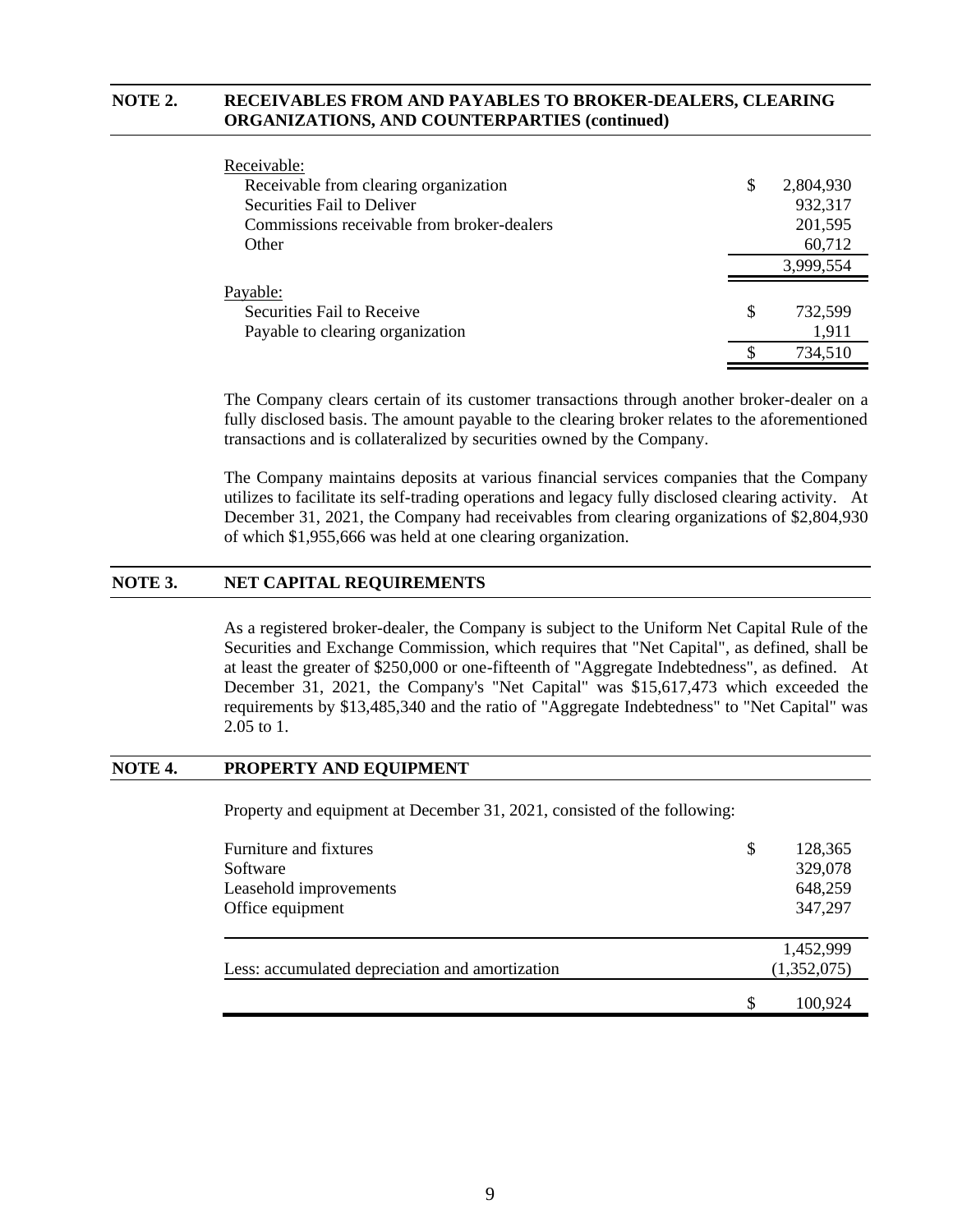## NOTE 2. RECEIVABLES FROM AND PAYABLES TO BROKER-DEALERS, CLEARING ORGANIZATIONS, AND COUNTERPARTIES (continued)

| | |
|---|---|
| Receivable: | |
| Receivable from clearing organization | $ 2,804,930 |
| Securities Fail to Deliver | 932,317 |
| Commissions receivable from broker-dealers | 201,595 |
| Other | 60,712 |
| | 3,999,554 |
| Payable: | |
| Securities Fail to Receive | $ 732,599 |
| Payable to clearing organization | 1,911 |
| | $ 734,510 |

The Company clears certain of its customer transactions through another broker-dealer on a fully disclosed basis. The amount payable to the clearing broker relates to the aforementioned transactions and is collateralized by securities owned by the Company.

The Company maintains deposits at various financial services companies that the Company utilizes to facilitate its self-trading operations and legacy fully disclosed clearing activity. At December 31, 2021, the Company had receivables from clearing organizations of $2,804,930 of which $1,955,666 was held at one clearing organization.

## NOTE 3. NET CAPITAL REQUIREMENTS

As a registered broker-dealer, the Company is subject to the Uniform Net Capital Rule of the Securities and Exchange Commission, which requires that "Net Capital", as defined, shall be at least the greater of $250,000 or one-fifteenth of "Aggregate Indebtedness", as defined. At December 31, 2021, the Company's "Net Capital" was $15,617,473 which exceeded the requirements by $13,485,340 and the ratio of "Aggregate Indebtedness" to "Net Capital" was 2.05 to 1.

## NOTE 4. PROPERTY AND EQUIPMENT

Property and equipment at December 31, 2021, consisted of the following:

| | |
|---|---|
| Furniture and fixtures | $ 128,365 |
| Software | 329,078 |
| Leasehold improvements | 648,259 |
| Office equipment | 347,297 |
| | 1,452,999 |
| Less: accumulated depreciation and amortization | (1,352,075) |
| | $ 100,924 |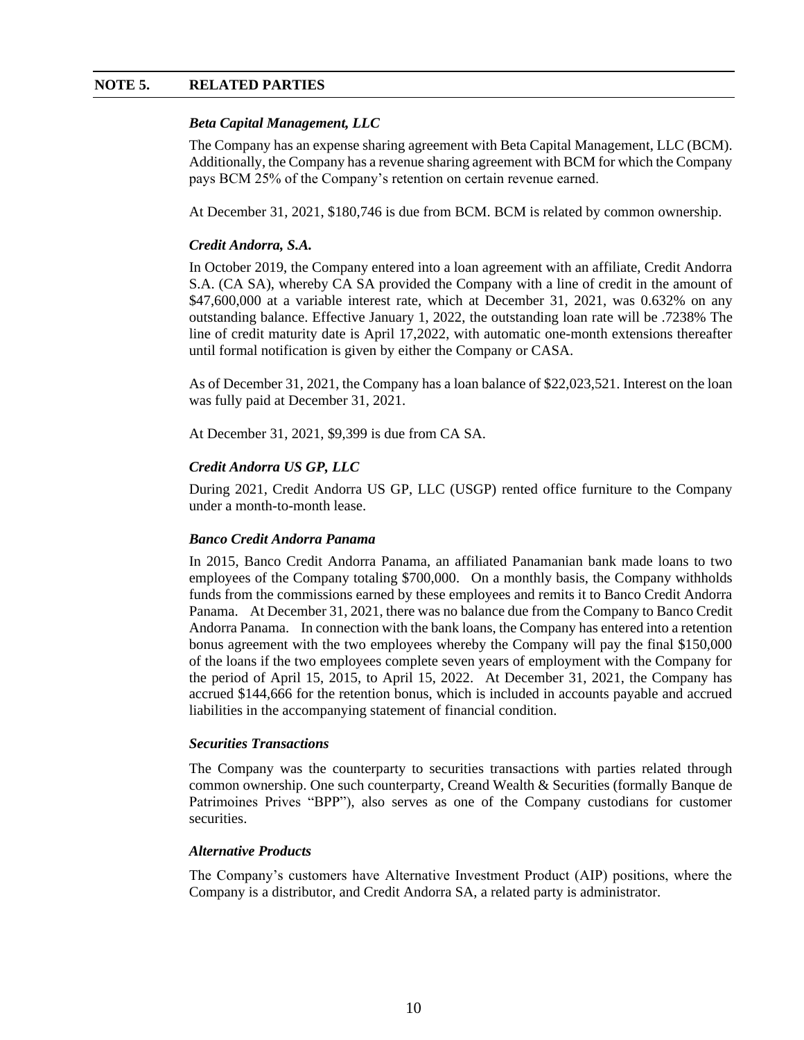## NOTE 5. RELATED PARTIES

***Beta Capital Management, LLC***

The Company has an expense sharing agreement with Beta Capital Management, LLC (BCM). Additionally, the Company has a revenue sharing agreement with BCM for which the Company pays BCM 25% of the Company's retention on certain revenue earned.

At December 31, 2021, $180,746 is due from BCM. BCM is related by common ownership.

***Credit Andorra, S.A.***

In October 2019, the Company entered into a loan agreement with an affiliate, Credit Andorra S.A. (CA SA), whereby CA SA provided the Company with a line of credit in the amount of $47,600,000 at a variable interest rate, which at December 31, 2021, was 0.632% on any outstanding balance. Effective January 1, 2022, the outstanding loan rate will be .7238% The line of credit maturity date is April 17,2022, with automatic one-month extensions thereafter until formal notification is given by either the Company or CASA.

As of December 31, 2021, the Company has a loan balance of $22,023,521. Interest on the loan was fully paid at December 31, 2021.

At December 31, 2021, $9,399 is due from CA SA.

***Credit Andorra US GP, LLC***

During 2021, Credit Andorra US GP, LLC (USGP) rented office furniture to the Company under a month-to-month lease.

***Banco Credit Andorra Panama***

In 2015, Banco Credit Andorra Panama, an affiliated Panamanian bank made loans to two employees of the Company totaling $700,000. On a monthly basis, the Company withholds funds from the commissions earned by these employees and remits it to Banco Credit Andorra Panama. At December 31, 2021, there was no balance due from the Company to Banco Credit Andorra Panama. In connection with the bank loans, the Company has entered into a retention bonus agreement with the two employees whereby the Company will pay the final $150,000 of the loans if the two employees complete seven years of employment with the Company for the period of April 15, 2015, to April 15, 2022. At December 31, 2021, the Company has accrued $144,666 for the retention bonus, which is included in accounts payable and accrued liabilities in the accompanying statement of financial condition.

***Securities Transactions***

The Company was the counterparty to securities transactions with parties related through common ownership. One such counterparty, Creand Wealth & Securities (formally Banque de Patrimoines Prives "BPP"), also serves as one of the Company custodians for customer securities.

***Alternative Products***

The Company's customers have Alternative Investment Product (AIP) positions, where the Company is a distributor, and Credit Andorra SA, a related party is administrator.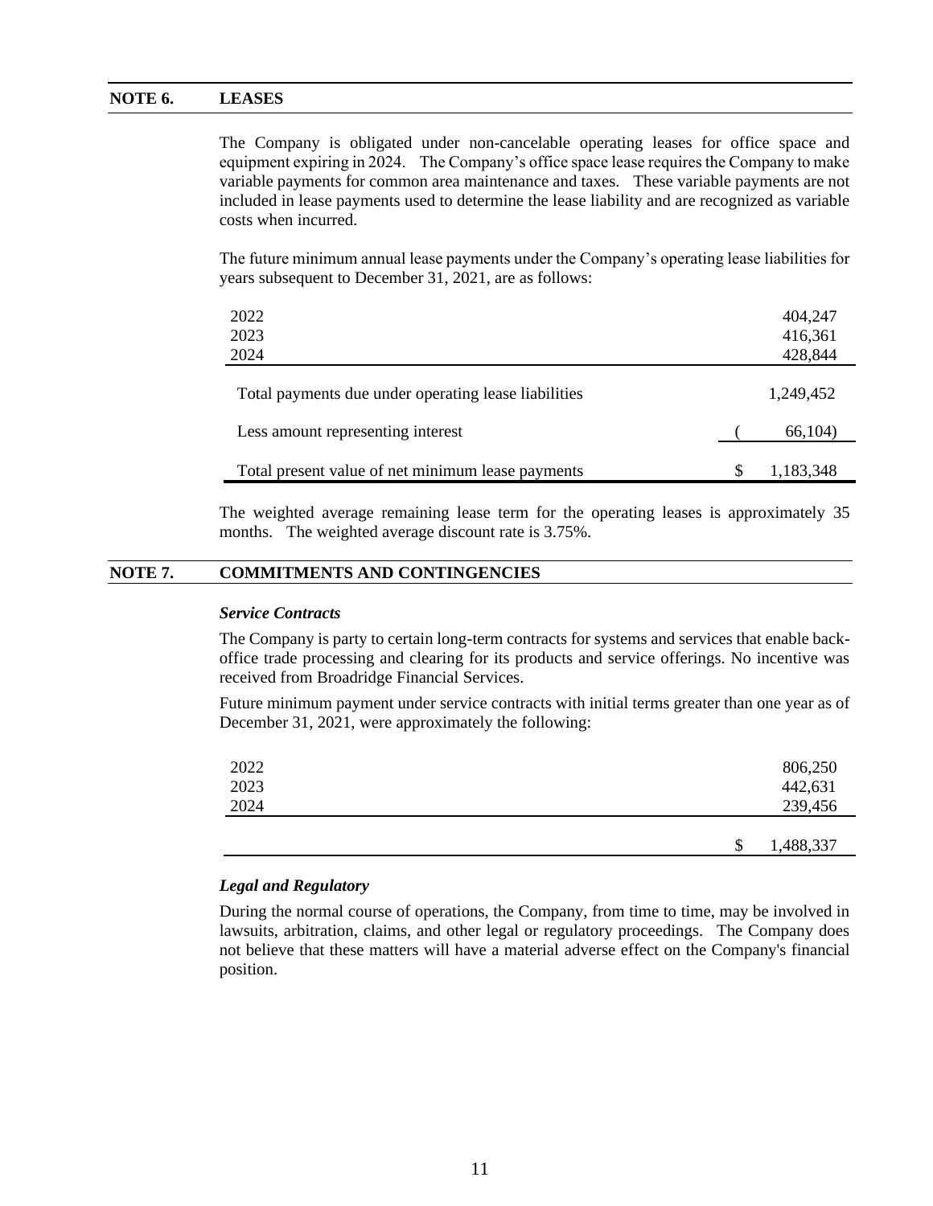## NOTE 6. LEASES

The Company is obligated under non-cancelable operating leases for office space and equipment expiring in 2024. The Company's office space lease requires the Company to make variable payments for common area maintenance and taxes. These variable payments are not included in lease payments used to determine the lease liability and are recognized as variable costs when incurred.

The future minimum annual lease payments under the Company's operating lease liabilities for years subsequent to December 31, 2021, are as follows:

| | |
|---|---|
| 2022 | 404,247 |
| 2023 | 416,361 |
| 2024 | 428,844 |
| Total payments due under operating lease liabilities | 1,249,452 |
| Less amount representing interest | ( 66,104) |
| Total present value of net minimum lease payments | $ 1,183,348 |

The weighted average remaining lease term for the operating leases is approximately 35 months. The weighted average discount rate is 3.75%.

## NOTE 7. COMMITMENTS AND CONTINGENCIES

***Service Contracts***

The Company is party to certain long-term contracts for systems and services that enable back-office trade processing and clearing for its products and service offerings. No incentive was received from Broadridge Financial Services.

Future minimum payment under service contracts with initial terms greater than one year as of December 31, 2021, were approximately the following:

| | |
|---|---|
| 2022 | 806,250 |
| 2023 | 442,631 |
| 2024 | 239,456 |
| | $ 1,488,337 |

***Legal and Regulatory***

During the normal course of operations, the Company, from time to time, may be involved in lawsuits, arbitration, claims, and other legal or regulatory proceedings. The Company does not believe that these matters will have a material adverse effect on the Company's financial position.